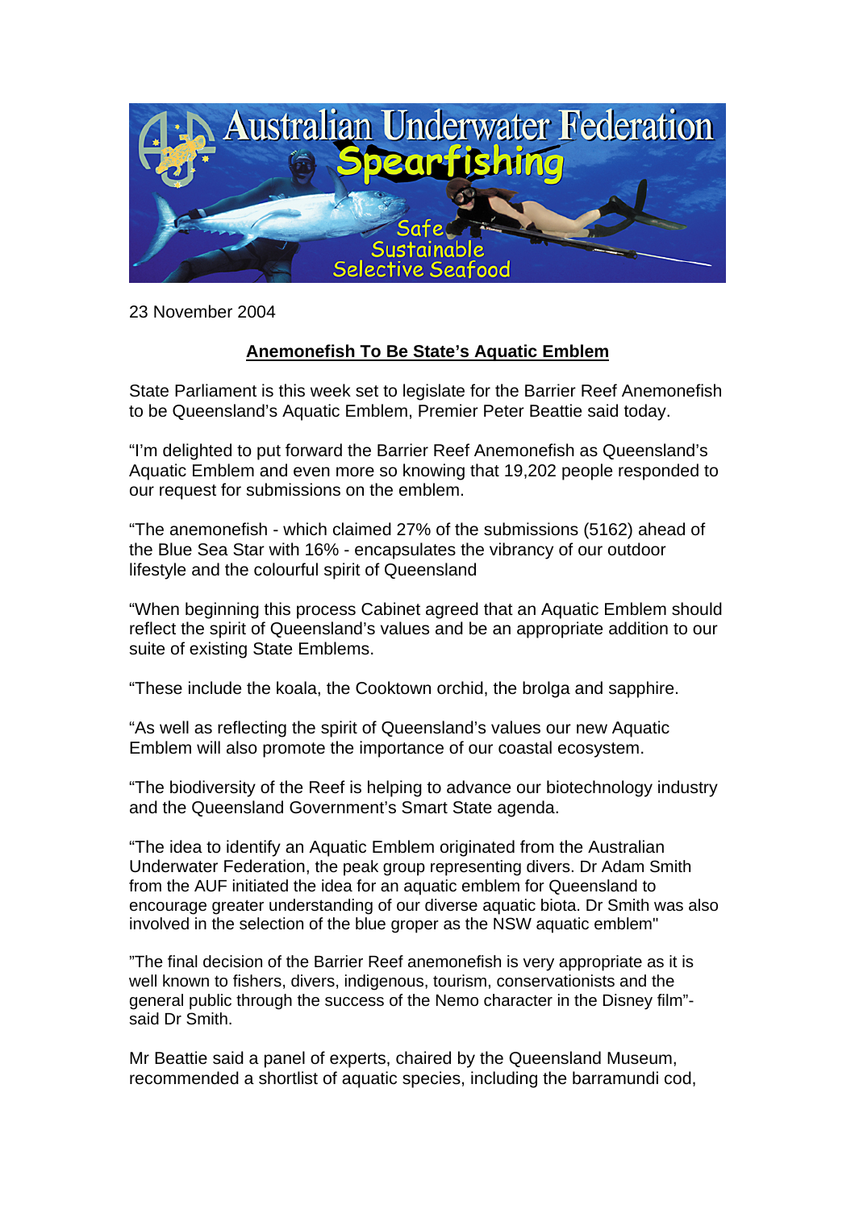23 November 2004

**Anemonefish To Be State's Aquatic Emblem**

State Parliament is this week set to legislate for the Barrier Reef Anemonefish to be Queensland's Aquatic Emblem, Premier Peter Beattie said today.

"I'm delighted to put forward the Barrier Reef Anemonefish as Queensland's Aquatic Emblem and even more so knowing that 19,202 people responded to our request for submissions on the emblem.

"The anemonefish - which claimed 27% of the submissions (5162) ahead of the Blue Sea Star with 16% - encapsulates the vibrancy of our outdoor lifestyle and the colourful spirit of Queensland

"When beginning this process Cabinet agreed that an Aquatic Emblem should reflect the spirit of Queensland's values and be an appropriate addition to our suite of existing State Emblems.

"These include the koala, the Cooktown orchid, the brolga and sapphire.

"As well as reflecting the spirit of Queensland's values our new Aquatic Emblem will also promote the importance of our coastal ecosystem.

"The biodiversity of the Reef is helping to advance our biotechnology industry and the Queensland Government's Smart State agenda.

"The idea to identify an Aquatic Emblem originated from the Australian Underwater Federation, the peak group representing divers. Dr Adam Smith from the AUF initiated the idea for an aquatic emblem for Queensland to encourage greater understanding of our diverse aquatic biota. Dr Smith was also involved in the selection of the blue groper as the NSW aquatic emblem"

"The final decision of the Barrier Reef anemonefish is very appropriate as it is well known to fishers, divers, indigenous, tourism, conservationists and the general public through the success of the Nemo character in the Disney film"- said Dr Smith.

Mr Beattie said a panel of experts, chaired by the Queensland Museum, recommended a shortlist of aquatic species, including the barramundi cod,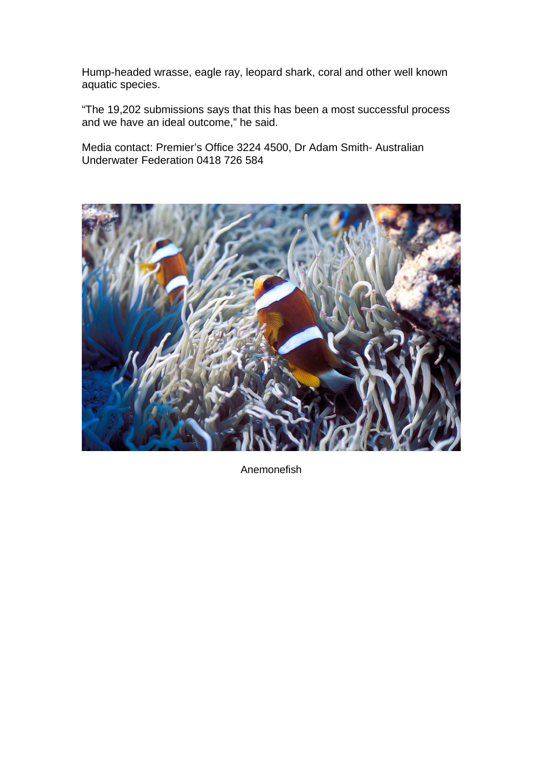Hump-headed wrasse, eagle ray, leopard shark, coral and other well known aquatic species.

"The 19,202 submissions says that this has been a most successful process and we have an ideal outcome," he said.

Media contact: Premier's Office 3224 4500, Dr Adam Smith- Australian Underwater Federation 0418 726 584

Anemonefish